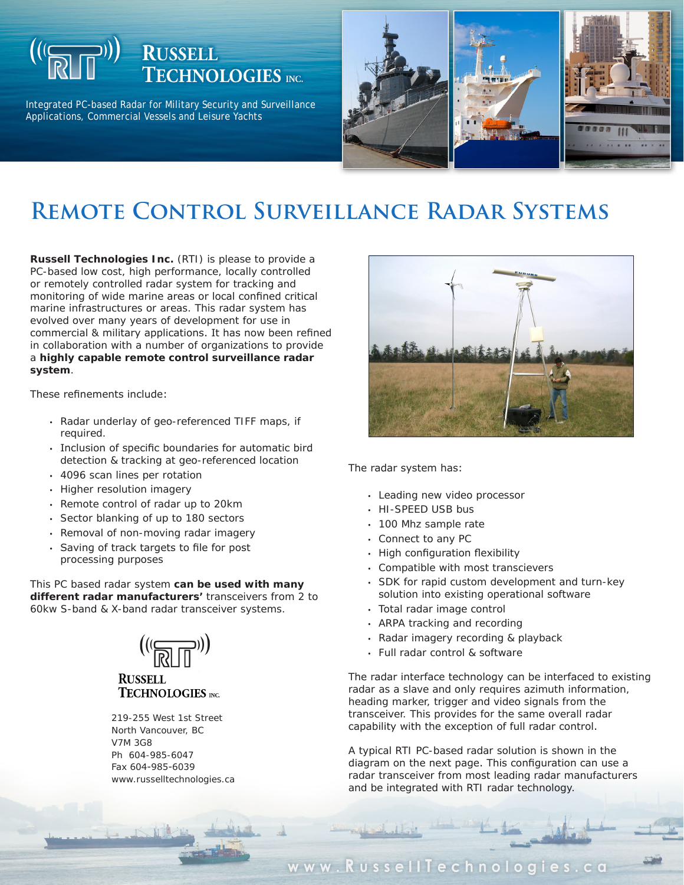# Russell Technologies Inc.

Integrated PC-based Radar for Military Security and Surveillance Applications, Commercial Vessels and Leisure Yachts

# Remote Control Surveillance Radar Systems

**Russell Technologies Inc.** (RTI) is please to provide a PC-based low cost, high performance, locally controlled or remotely controlled radar system for tracking and monitoring of wide marine areas or local confined critical marine infrastructures or areas. This radar system has evolved over many years of development for use in commercial & military applications. It has now been refined in collaboration with a number of organizations to provide a **highly capable remote control surveillance radar system**.

These refinements include:

- Radar underlay of geo-referenced TIFF maps, if required.
- Inclusion of specific boundaries for automatic bird detection & tracking at geo-referenced location
- 4096 scan lines per rotation
- Higher resolution imagery
- Remote control of radar up to 20km
- Sector blanking of up to 180 sectors
- Removal of non-moving radar imagery
- Saving of track targets to file for post processing purposes

This PC based radar system **can be used with many different radar manufacturers'** transceivers from 2 to 60kw S-band & X-band radar transceiver systems.

Russell Technologies Inc.

219-255 West 1st Street
North Vancouver, BC
V7M 3G8
Ph 604-985-6047
Fax 604-985-6039
www.russelltechnologies.ca

The radar system has:

- Leading new video processor
- HI-SPEED USB bus
- 100 Mhz sample rate
- Connect to any PC
- High configuration flexibility
- Compatible with most transcievers
- SDK for rapid custom development and turn-key solution into existing operational software
- Total radar image control
- ARPA tracking and recording
- Radar imagery recording & playback
- Full radar control & software

The radar interface technology can be interfaced to existing radar as a slave and only requires azimuth information, heading marker, trigger and video signals from the transceiver. This provides for the same overall radar capability with the exception of full radar control.

A typical RTI PC-based radar solution is shown in the diagram on the next page. This configuration can use a radar transceiver from most leading radar manufacturers and be integrated with RTI radar technology.

www.RussellTechnologies.ca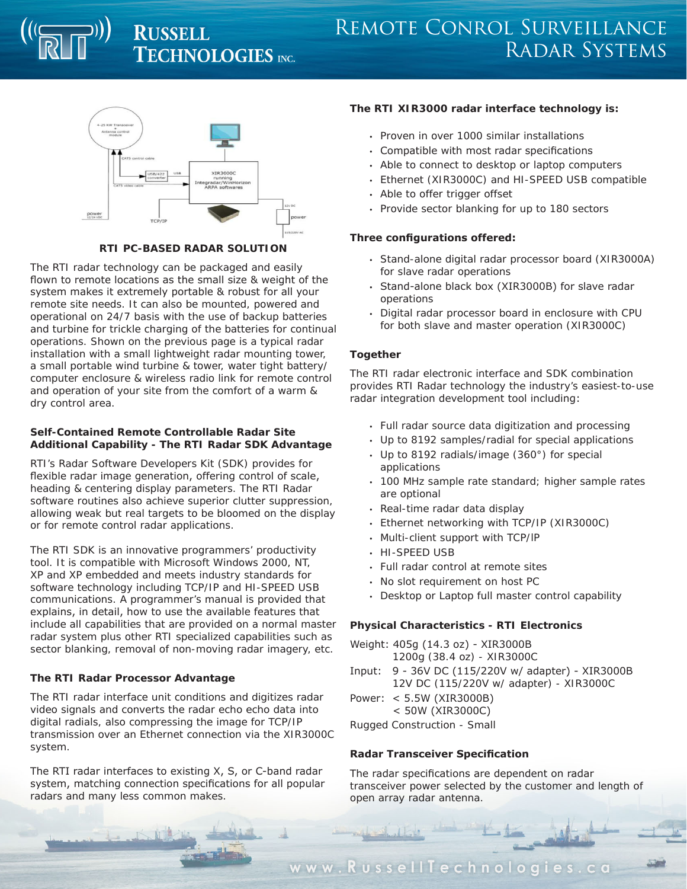# Russell Technologies Inc.

## Remote Conrol Surveillance Radar Systems

4-25 KW Transceiver + Antenna control module

CAT5 control cable

USB/422 converter

USB

CAT5 video cable

XIR3000C running Integradar/WinHorizon ARPA softwares

12V DC

power

power 12/24 VDC

TCP/IP

115/220V AC

**RTI PC-BASED RADAR SOLUTION**

The RTI radar technology can be packaged and easily flown to remote locations as the small size & weight of the system makes it extremely portable & robust for all your remote site needs. It can also be mounted, powered and operational on 24/7 basis with the use of backup batteries and turbine for trickle charging of the batteries for continual operations. Shown on the previous page is a typical radar installation with a small lightweight radar mounting tower, a small portable wind turbine & tower, water tight battery/computer enclosure & wireless radio link for remote control and operation of your site from the comfort of a warm & dry control area.

**Self-Contained Remote Controllable Radar Site**
**Additional Capability - The RTI Radar SDK Advantage**

RTI's Radar Software Developers Kit (SDK) provides for flexible radar image generation, offering control of scale, heading & centering display parameters. The RTI Radar software routines also achieve superior clutter suppression, allowing weak but real targets to be bloomed on the display or for remote control radar applications.

The RTI SDK is an innovative programmers' productivity tool. It is compatible with Microsoft Windows 2000, NT, XP and XP embedded and meets industry standards for software technology including TCP/IP and HI-SPEED USB communications. A programmer's manual is provided that explains, in detail, how to use the available features that include all capabilities that are provided on a normal master radar system plus other RTI specialized capabilities such as sector blanking, removal of non-moving radar imagery, etc.

**The RTI Radar Processor Advantage**

The RTI radar interface unit conditions and digitizes radar video signals and converts the radar echo echo data into digital radials, also compressing the image for TCP/IP transmission over an Ethernet connection via the XIR3000C system.

The RTI radar interfaces to existing X, S, or C-band radar system, matching connection specifications for all popular radars and many less common makes.

**The RTI XIR3000 radar interface technology is:**

- Proven in over 1000 similar installations
- Compatible with most radar specifications
- Able to connect to desktop or laptop computers
- Ethernet (XIR3000C) and HI-SPEED USB compatible
- Able to offer trigger offset
- Provide sector blanking for up to 180 sectors

**Three configurations offered:**

- Stand-alone digital radar processor board (XIR3000A) for slave radar operations
- Stand-alone black box (XIR3000B) for slave radar operations
- Digital radar processor board in enclosure with CPU for both slave and master operation (XIR3000C)

**Together**

The RTI radar electronic interface and SDK combination provides RTI Radar technology the industry's easiest-to-use radar integration development tool including:

- Full radar source data digitization and processing
- Up to 8192 samples/radial for special applications
- Up to 8192 radials/image (360°) for special applications
- 100 MHz sample rate standard; higher sample rates are optional
- Real-time radar data display
- Ethernet networking with TCP/IP (XIR3000C)
- Multi-client support with TCP/IP
- HI-SPEED USB
- Full radar control at remote sites
- No slot requirement on host PC
- Desktop or Laptop full master control capability

**Physical Characteristics - RTI Electronics**

Weight: 405g (14.3 oz) - XIR3000B
1200g (38.4 oz) - XIR3000C

Input: 9 - 36V DC (115/220V w/ adapter) - XIR3000B
12V DC (115/220V w/ adapter) - XIR3000C

Power: < 5.5W (XIR3000B)
< 50W (XIR3000C)

Rugged Construction - Small

**Radar Transceiver Specification**

The radar specifications are dependent on radar transceiver power selected by the customer and length of open array radar antenna.

www.RussellTechnologies.ca